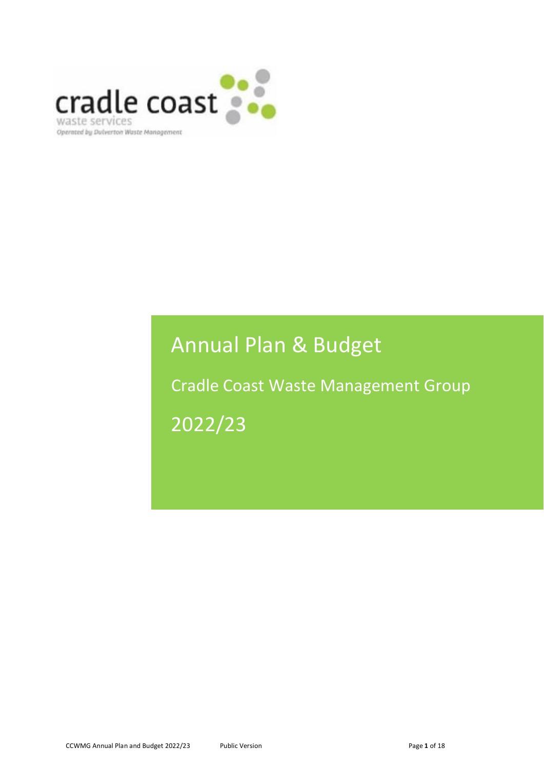cradle coast

waste services

Operated by Dulverton Waste Management

# Annual Plan & Budget

## Cradle Coast Waste Management Group

## 2022/23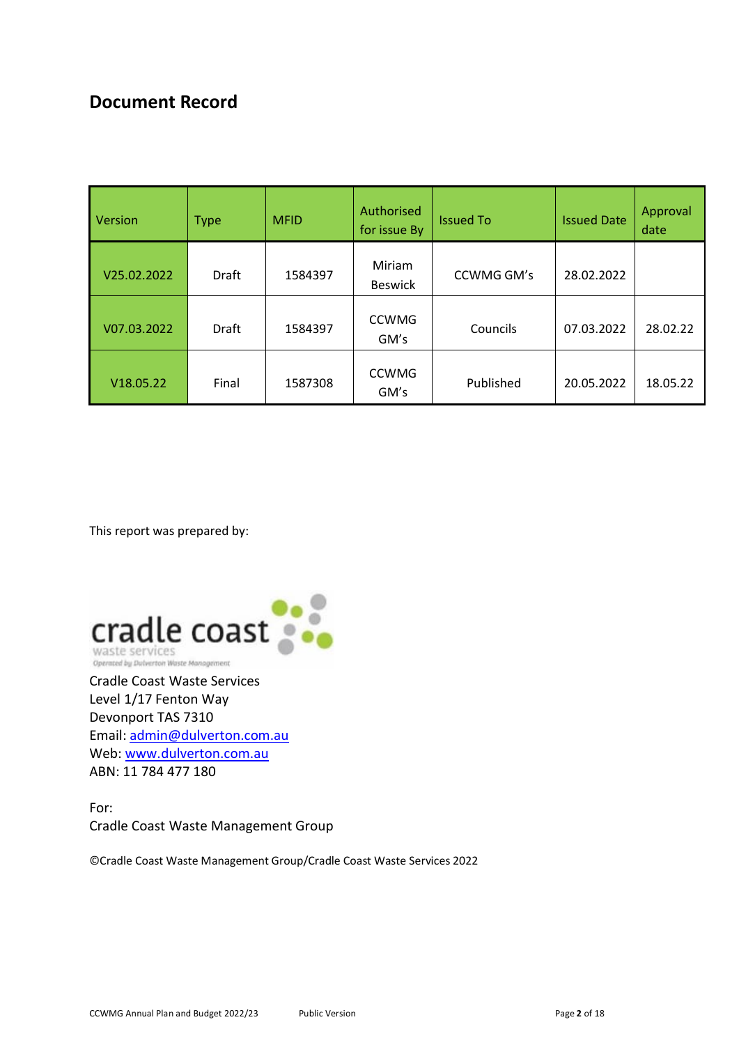## Document Record

| Version | Type | MFID | Authorised for issue By | Issued To | Issued Date | Approval date |
|---|---|---|---|---|---|---|
| V25.02.2022 | Draft | 1584397 | Miriam Beswick | CCWMG GM's | 28.02.2022 | |
| V07.03.2022 | Draft | 1584397 | CCWMG GM's | Councils | 07.03.2022 | 28.02.22 |
| V18.05.22 | Final | 1587308 | CCWMG GM's | Published | 20.05.2022 | 18.05.22 |

This report was prepared by:

cradle coast waste services
Operated by Dulverton Waste Management

Cradle Coast Waste Services
Level 1/17 Fenton Way
Devonport TAS 7310
Email: admin@dulverton.com.au
Web: www.dulverton.com.au
ABN: 11 784 477 180

For:
Cradle Coast Waste Management Group

©Cradle Coast Waste Management Group/Cradle Coast Waste Services 2022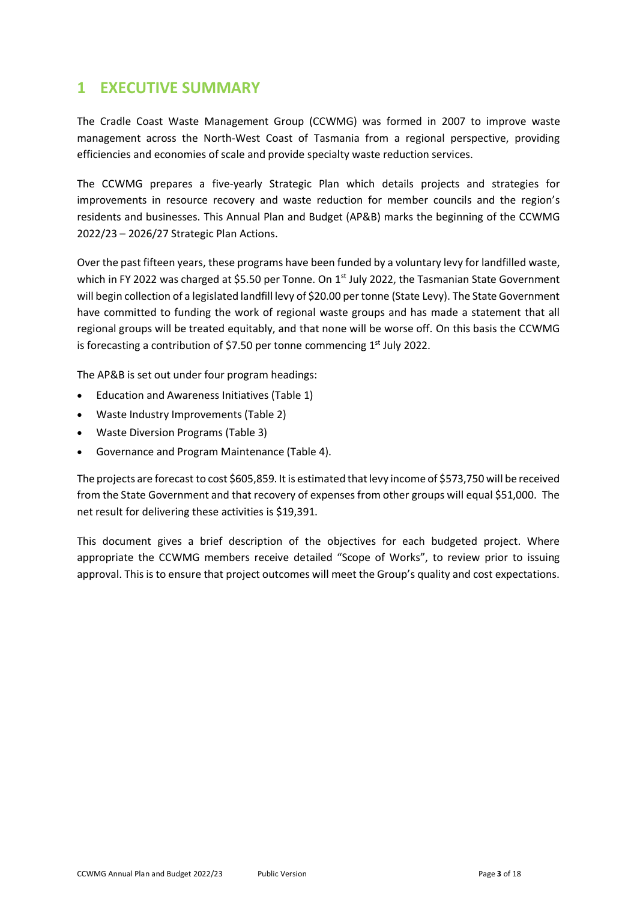# 1 EXECUTIVE SUMMARY

The Cradle Coast Waste Management Group (CCWMG) was formed in 2007 to improve waste management across the North-West Coast of Tasmania from a regional perspective, providing efficiencies and economies of scale and provide specialty waste reduction services.

The CCWMG prepares a five-yearly Strategic Plan which details projects and strategies for improvements in resource recovery and waste reduction for member councils and the region's residents and businesses. This Annual Plan and Budget (AP&B) marks the beginning of the CCWMG 2022/23 – 2026/27 Strategic Plan Actions.

Over the past fifteen years, these programs have been funded by a voluntary levy for landfilled waste, which in FY 2022 was charged at $5.50 per Tonne. On 1st July 2022, the Tasmanian State Government will begin collection of a legislated landfill levy of $20.00 per tonne (State Levy). The State Government have committed to funding the work of regional waste groups and has made a statement that all regional groups will be treated equitably, and that none will be worse off. On this basis the CCWMG is forecasting a contribution of $7.50 per tonne commencing 1st July 2022.

The AP&B is set out under four program headings:

- Education and Awareness Initiatives (Table 1)
- Waste Industry Improvements (Table 2)
- Waste Diversion Programs (Table 3)
- Governance and Program Maintenance (Table 4).

The projects are forecast to cost $605,859. It is estimated that levy income of $573,750 will be received from the State Government and that recovery of expenses from other groups will equal $51,000. The net result for delivering these activities is $19,391.

This document gives a brief description of the objectives for each budgeted project. Where appropriate the CCWMG members receive detailed "Scope of Works", to review prior to issuing approval. This is to ensure that project outcomes will meet the Group's quality and cost expectations.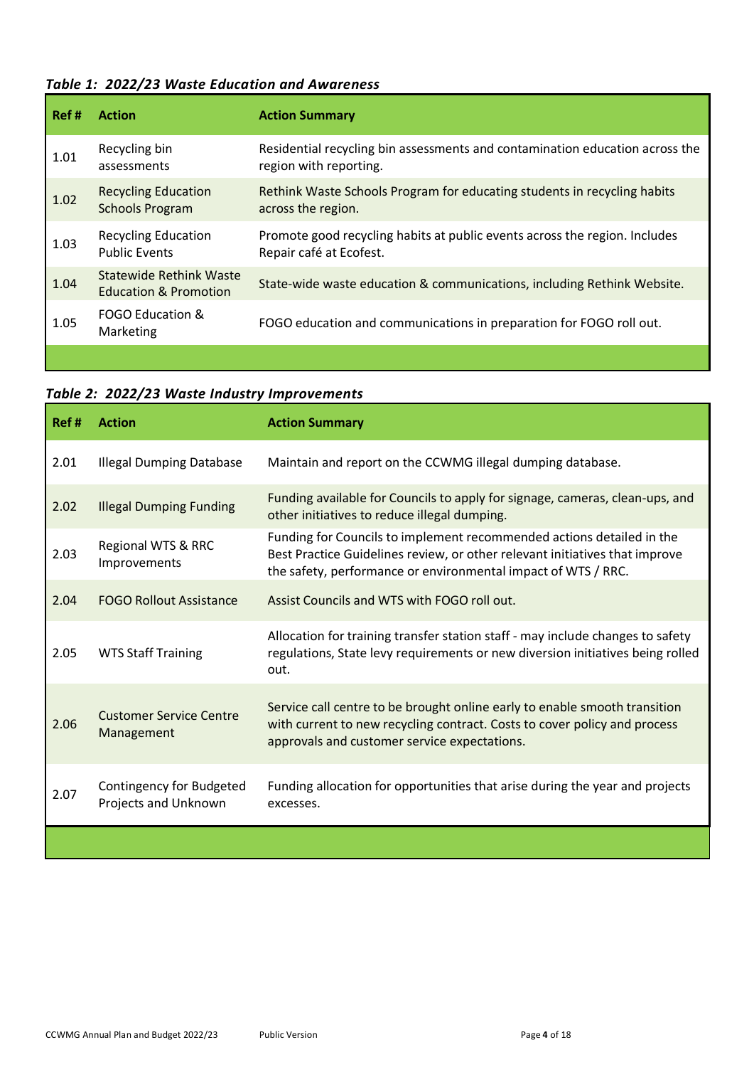*Table 1: 2022/23 Waste Education and Awareness*

| Ref # | Action | Action Summary |
|---|---|---|
| 1.01 | Recycling bin assessments | Residential recycling bin assessments and contamination education across the region with reporting. |
| 1.02 | Recycling Education Schools Program | Rethink Waste Schools Program for educating students in recycling habits across the region. |
| 1.03 | Recycling Education Public Events | Promote good recycling habits at public events across the region. Includes Repair café at Ecofest. |
| 1.04 | Statewide Rethink Waste Education & Promotion | State-wide waste education & communications, including Rethink Website. |
| 1.05 | FOGO Education & Marketing | FOGO education and communications in preparation for FOGO roll out. |

*Table 2: 2022/23 Waste Industry Improvements*

| Ref # | Action | Action Summary |
|---|---|---|
| 2.01 | Illegal Dumping Database | Maintain and report on the CCWMG illegal dumping database. |
| 2.02 | Illegal Dumping Funding | Funding available for Councils to apply for signage, cameras, clean-ups, and other initiatives to reduce illegal dumping. |
| 2.03 | Regional WTS & RRC Improvements | Funding for Councils to implement recommended actions detailed in the Best Practice Guidelines review, or other relevant initiatives that improve the safety, performance or environmental impact of WTS / RRC. |
| 2.04 | FOGO Rollout Assistance | Assist Councils and WTS with FOGO roll out. |
| 2.05 | WTS Staff Training | Allocation for training transfer station staff - may include changes to safety regulations, State levy requirements or new diversion initiatives being rolled out. |
| 2.06 | Customer Service Centre Management | Service call centre to be brought online early to enable smooth transition with current to new recycling contract. Costs to cover policy and process approvals and customer service expectations. |
| 2.07 | Contingency for Budgeted Projects and Unknown | Funding allocation for opportunities that arise during the year and projects excesses. |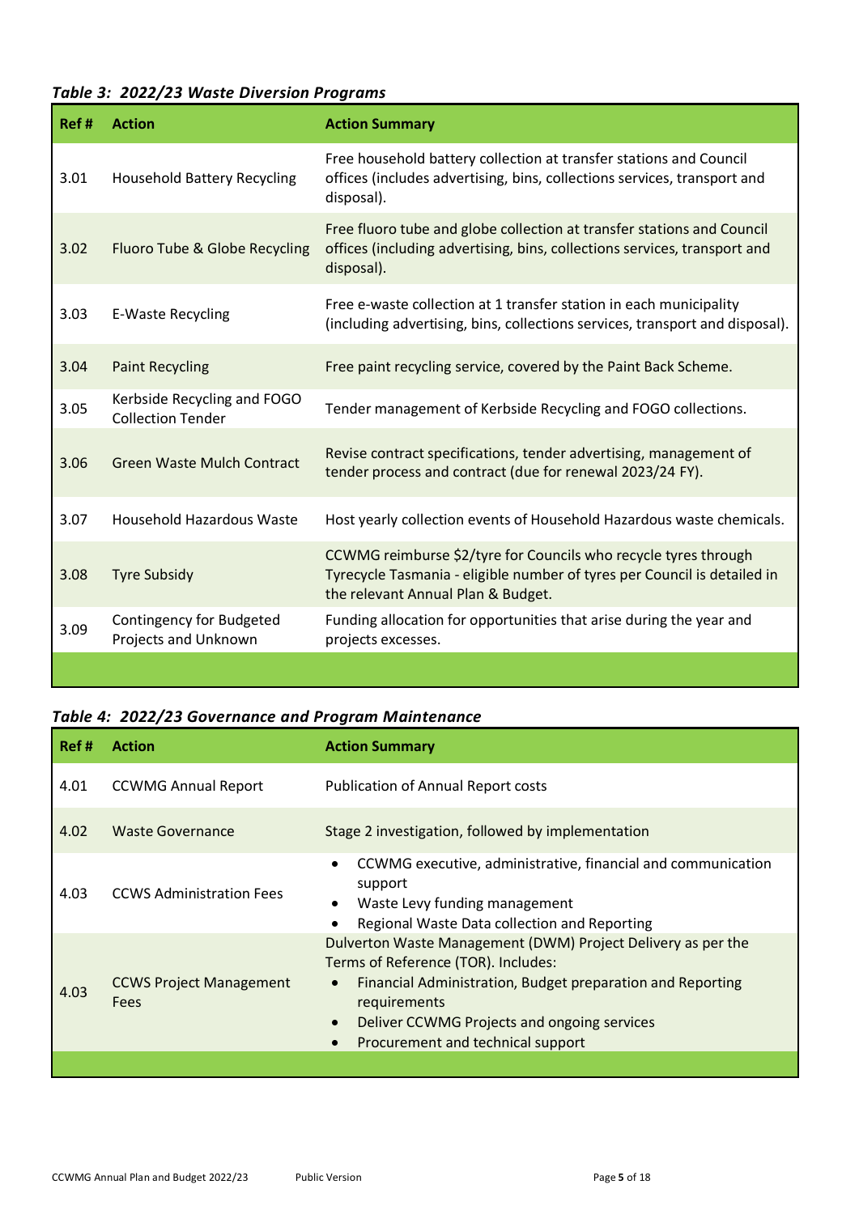*Table 3: 2022/23 Waste Diversion Programs*

| Ref # | Action | Action Summary |
|---|---|---|
| 3.01 | Household Battery Recycling | Free household battery collection at transfer stations and Council offices (includes advertising, bins, collections services, transport and disposal). |
| 3.02 | Fluoro Tube & Globe Recycling | Free fluoro tube and globe collection at transfer stations and Council offices (including advertising, bins, collections services, transport and disposal). |
| 3.03 | E-Waste Recycling | Free e-waste collection at 1 transfer station in each municipality (including advertising, bins, collections services, transport and disposal). |
| 3.04 | Paint Recycling | Free paint recycling service, covered by the Paint Back Scheme. |
| 3.05 | Kerbside Recycling and FOGO Collection Tender | Tender management of Kerbside Recycling and FOGO collections. |
| 3.06 | Green Waste Mulch Contract | Revise contract specifications, tender advertising, management of tender process and contract (due for renewal 2023/24 FY). |
| 3.07 | Household Hazardous Waste | Host yearly collection events of Household Hazardous waste chemicals. |
| 3.08 | Tyre Subsidy | CCWMG reimburse $2/tyre for Councils who recycle tyres through Tyrecycle Tasmania - eligible number of tyres per Council is detailed in the relevant Annual Plan & Budget. |
| 3.09 | Contingency for Budgeted Projects and Unknown | Funding allocation for opportunities that arise during the year and projects excesses. |

*Table 4: 2022/23 Governance and Program Maintenance*

| Ref # | Action | Action Summary |
|---|---|---|
| 4.01 | CCWMG Annual Report | Publication of Annual Report costs |
| 4.02 | Waste Governance | Stage 2 investigation, followed by implementation |
| 4.03 | CCWS Administration Fees | • CCWMG executive, administrative, financial and communication support<br>• Waste Levy funding management<br>• Regional Waste Data collection and Reporting |
| 4.03 | CCWS Project Management Fees | Dulverton Waste Management (DWM) Project Delivery as per the Terms of Reference (TOR). Includes:<br>• Financial Administration, Budget preparation and Reporting requirements<br>• Deliver CCWMG Projects and ongoing services<br>• Procurement and technical support |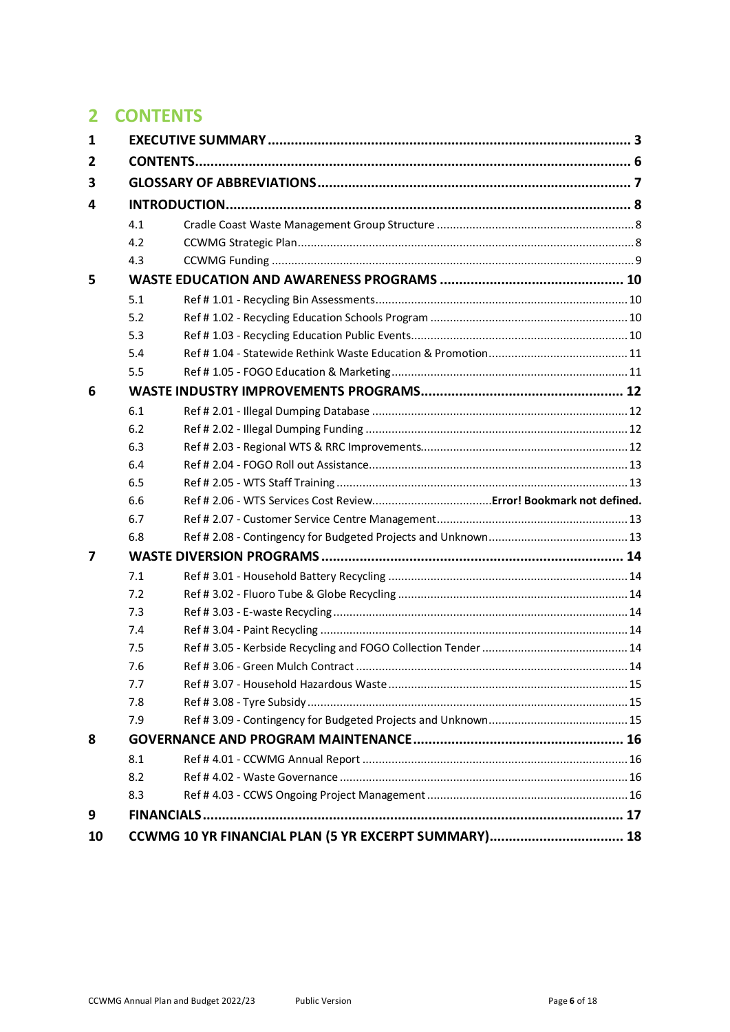# 2 CONTENTS

| | | |
|---|---|---|
| **1** | **EXECUTIVE SUMMARY** | **3** |
| **2** | **CONTENTS** | **6** |
| **3** | **GLOSSARY OF ABBREVIATIONS** | **7** |
| **4** | **INTRODUCTION** | **8** |
| 4.1 | Cradle Coast Waste Management Group Structure | 8 |
| 4.2 | CCWMG Strategic Plan | 8 |
| 4.3 | CCWMG Funding | 9 |
| **5** | **WASTE EDUCATION AND AWARENESS PROGRAMS** | **10** |
| 5.1 | Ref # 1.01 - Recycling Bin Assessments | 10 |
| 5.2 | Ref # 1.02 - Recycling Education Schools Program | 10 |
| 5.3 | Ref # 1.03 - Recycling Education Public Events | 10 |
| 5.4 | Ref # 1.04 - Statewide Rethink Waste Education & Promotion | 11 |
| 5.5 | Ref # 1.05 - FOGO Education & Marketing | 11 |
| **6** | **WASTE INDUSTRY IMPROVEMENTS PROGRAMS** | **12** |
| 6.1 | Ref # 2.01 - Illegal Dumping Database | 12 |
| 6.2 | Ref # 2.02 - Illegal Dumping Funding | 12 |
| 6.3 | Ref # 2.03 - Regional WTS & RRC Improvements | 12 |
| 6.4 | Ref # 2.04 - FOGO Roll out Assistance | 13 |
| 6.5 | Ref # 2.05 - WTS Staff Training | 13 |
| 6.6 | Ref # 2.06 - WTS Services Cost Review | **Error! Bookmark not defined.** |
| 6.7 | Ref # 2.07 - Customer Service Centre Management | 13 |
| 6.8 | Ref # 2.08 - Contingency for Budgeted Projects and Unknown | 13 |
| **7** | **WASTE DIVERSION PROGRAMS** | **14** |
| 7.1 | Ref # 3.01 - Household Battery Recycling | 14 |
| 7.2 | Ref # 3.02 - Fluoro Tube & Globe Recycling | 14 |
| 7.3 | Ref # 3.03 - E-waste Recycling | 14 |
| 7.4 | Ref # 3.04 - Paint Recycling | 14 |
| 7.5 | Ref # 3.05 - Kerbside Recycling and FOGO Collection Tender | 14 |
| 7.6 | Ref # 3.06 - Green Mulch Contract | 14 |
| 7.7 | Ref # 3.07 - Household Hazardous Waste | 15 |
| 7.8 | Ref # 3.08 - Tyre Subsidy | 15 |
| 7.9 | Ref # 3.09 - Contingency for Budgeted Projects and Unknown | 15 |
| **8** | **GOVERNANCE AND PROGRAM MAINTENANCE** | **16** |
| 8.1 | Ref # 4.01 - CCWMG Annual Report | 16 |
| 8.2 | Ref # 4.02 - Waste Governance | 16 |
| 8.3 | Ref # 4.03 - CCWS Ongoing Project Management | 16 |
| **9** | **FINANCIALS** | **17** |
| **10** | **CCWMG 10 YR FINANCIAL PLAN (5 YR EXCERPT SUMMARY)** | **18** |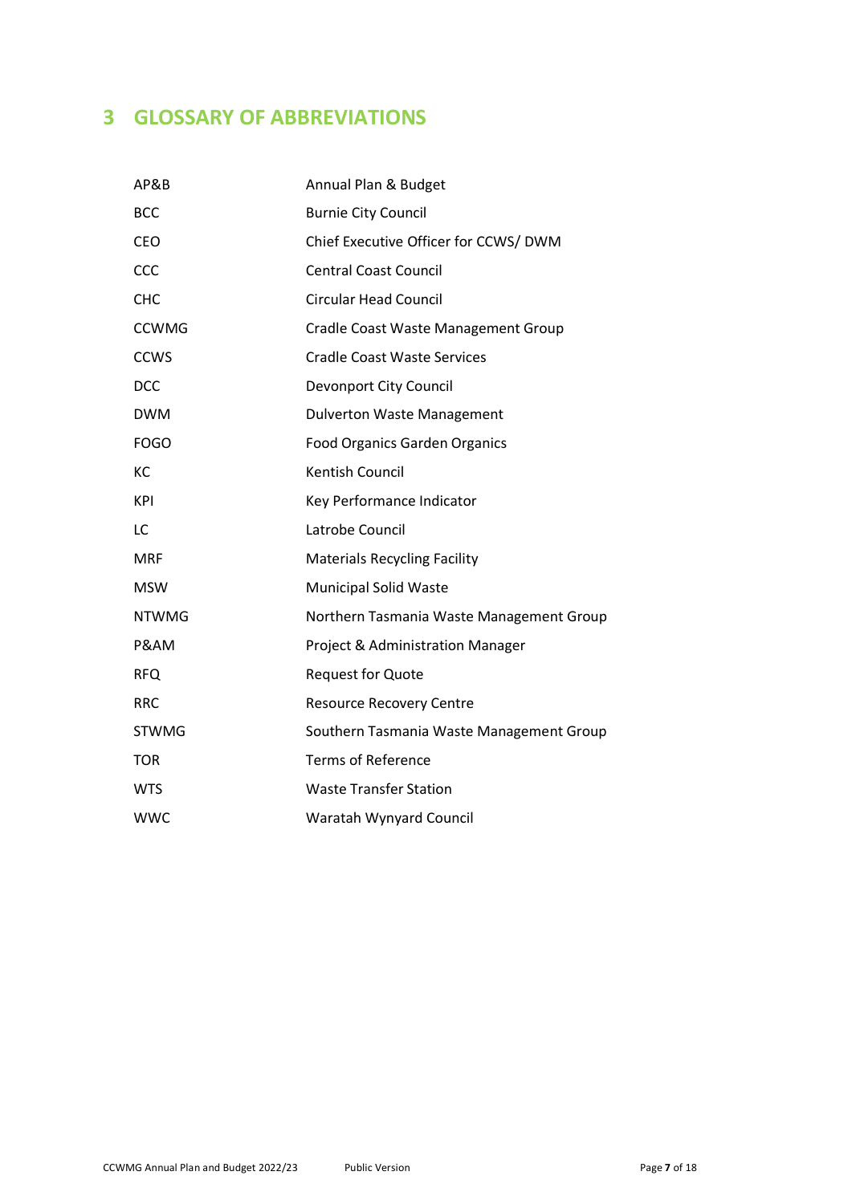# 3 GLOSSARY OF ABBREVIATIONS

| | |
|---|---|
| AP&B | Annual Plan & Budget |
| BCC | Burnie City Council |
| CEO | Chief Executive Officer for CCWS/ DWM |
| CCC | Central Coast Council |
| CHC | Circular Head Council |
| CCWMG | Cradle Coast Waste Management Group |
| CCWS | Cradle Coast Waste Services |
| DCC | Devonport City Council |
| DWM | Dulverton Waste Management |
| FOGO | Food Organics Garden Organics |
| KC | Kentish Council |
| KPI | Key Performance Indicator |
| LC | Latrobe Council |
| MRF | Materials Recycling Facility |
| MSW | Municipal Solid Waste |
| NTWMG | Northern Tasmania Waste Management Group |
| P&AM | Project & Administration Manager |
| RFQ | Request for Quote |
| RRC | Resource Recovery Centre |
| STWMG | Southern Tasmania Waste Management Group |
| TOR | Terms of Reference |
| WTS | Waste Transfer Station |
| WWC | Waratah Wynyard Council |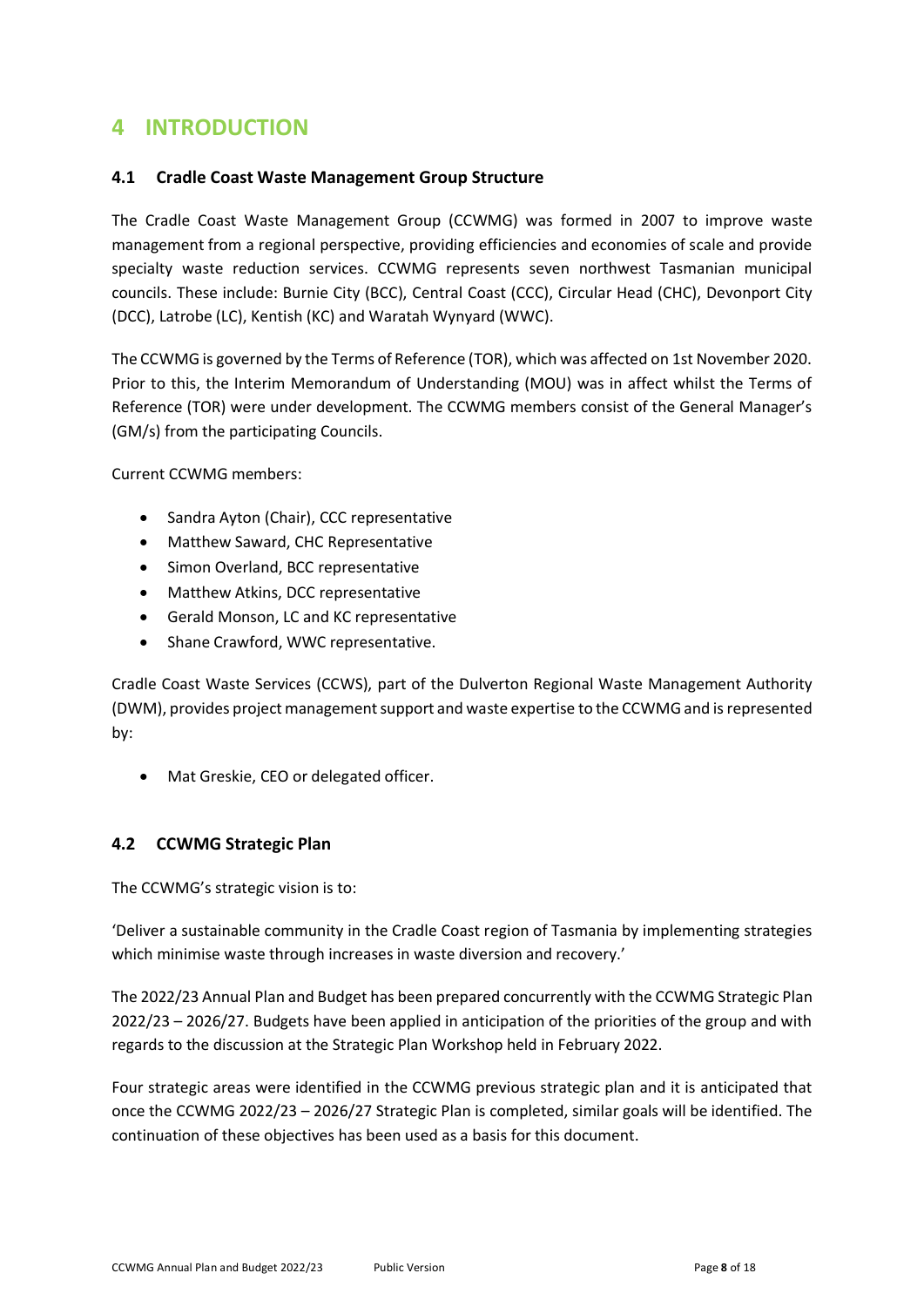# 4 INTRODUCTION

## 4.1 Cradle Coast Waste Management Group Structure

The Cradle Coast Waste Management Group (CCWMG) was formed in 2007 to improve waste management from a regional perspective, providing efficiencies and economies of scale and provide specialty waste reduction services. CCWMG represents seven northwest Tasmanian municipal councils. These include: Burnie City (BCC), Central Coast (CCC), Circular Head (CHC), Devonport City (DCC), Latrobe (LC), Kentish (KC) and Waratah Wynyard (WWC).

The CCWMG is governed by the Terms of Reference (TOR), which was affected on 1st November 2020. Prior to this, the Interim Memorandum of Understanding (MOU) was in affect whilst the Terms of Reference (TOR) were under development. The CCWMG members consist of the General Manager's (GM/s) from the participating Councils.

Current CCWMG members:

- Sandra Ayton (Chair), CCC representative
- Matthew Saward, CHC Representative
- Simon Overland, BCC representative
- Matthew Atkins, DCC representative
- Gerald Monson, LC and KC representative
- Shane Crawford, WWC representative.

Cradle Coast Waste Services (CCWS), part of the Dulverton Regional Waste Management Authority (DWM), provides project management support and waste expertise to the CCWMG and is represented by:

- Mat Greskie, CEO or delegated officer.

## 4.2 CCWMG Strategic Plan

The CCWMG's strategic vision is to:

'Deliver a sustainable community in the Cradle Coast region of Tasmania by implementing strategies which minimise waste through increases in waste diversion and recovery.'

The 2022/23 Annual Plan and Budget has been prepared concurrently with the CCWMG Strategic Plan 2022/23 – 2026/27. Budgets have been applied in anticipation of the priorities of the group and with regards to the discussion at the Strategic Plan Workshop held in February 2022.

Four strategic areas were identified in the CCWMG previous strategic plan and it is anticipated that once the CCWMG 2022/23 – 2026/27 Strategic Plan is completed, similar goals will be identified. The continuation of these objectives has been used as a basis for this document.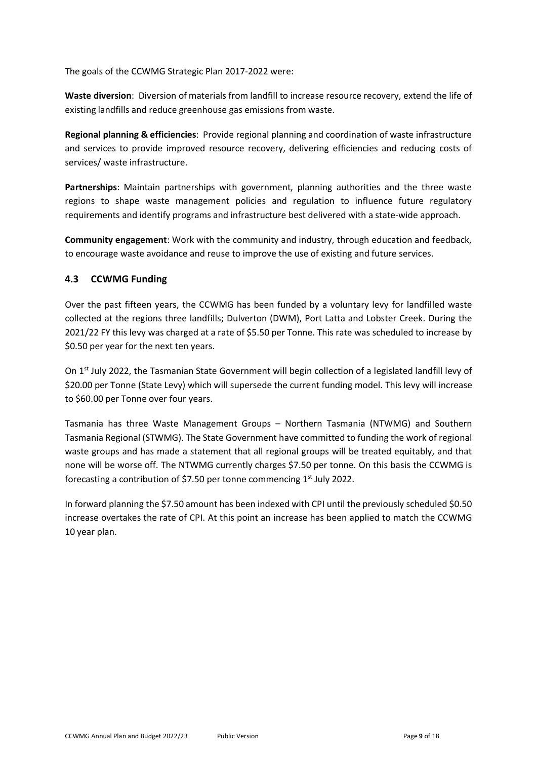The goals of the CCWMG Strategic Plan 2017-2022 were:

**Waste diversion**: Diversion of materials from landfill to increase resource recovery, extend the life of existing landfills and reduce greenhouse gas emissions from waste.

**Regional planning & efficiencies**: Provide regional planning and coordination of waste infrastructure and services to provide improved resource recovery, delivering efficiencies and reducing costs of services/ waste infrastructure.

**Partnerships**: Maintain partnerships with government, planning authorities and the three waste regions to shape waste management policies and regulation to influence future regulatory requirements and identify programs and infrastructure best delivered with a state-wide approach.

**Community engagement**: Work with the community and industry, through education and feedback, to encourage waste avoidance and reuse to improve the use of existing and future services.

## 4.3 CCWMG Funding

Over the past fifteen years, the CCWMG has been funded by a voluntary levy for landfilled waste collected at the regions three landfills; Dulverton (DWM), Port Latta and Lobster Creek. During the 2021/22 FY this levy was charged at a rate of $5.50 per Tonne. This rate was scheduled to increase by $0.50 per year for the next ten years.

On 1st July 2022, the Tasmanian State Government will begin collection of a legislated landfill levy of $20.00 per Tonne (State Levy) which will supersede the current funding model. This levy will increase to $60.00 per Tonne over four years.

Tasmania has three Waste Management Groups – Northern Tasmania (NTWMG) and Southern Tasmania Regional (STWMG). The State Government have committed to funding the work of regional waste groups and has made a statement that all regional groups will be treated equitably, and that none will be worse off. The NTWMG currently charges $7.50 per tonne. On this basis the CCWMG is forecasting a contribution of $7.50 per tonne commencing 1st July 2022.

In forward planning the $7.50 amount has been indexed with CPI until the previously scheduled $0.50 increase overtakes the rate of CPI. At this point an increase has been applied to match the CCWMG 10 year plan.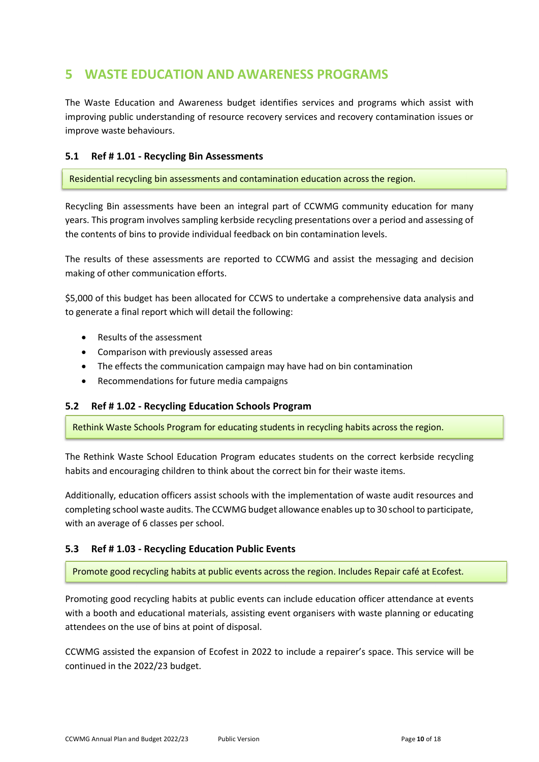# 5 WASTE EDUCATION AND AWARENESS PROGRAMS

The Waste Education and Awareness budget identifies services and programs which assist with improving public understanding of resource recovery services and recovery contamination issues or improve waste behaviours.

## 5.1 Ref # 1.01 - Recycling Bin Assessments

Residential recycling bin assessments and contamination education across the region.

Recycling Bin assessments have been an integral part of CCWMG community education for many years. This program involves sampling kerbside recycling presentations over a period and assessing of the contents of bins to provide individual feedback on bin contamination levels.

The results of these assessments are reported to CCWMG and assist the messaging and decision making of other communication efforts.

$5,000 of this budget has been allocated for CCWS to undertake a comprehensive data analysis and to generate a final report which will detail the following:

- Results of the assessment
- Comparison with previously assessed areas
- The effects the communication campaign may have had on bin contamination
- Recommendations for future media campaigns

## 5.2 Ref # 1.02 - Recycling Education Schools Program

Rethink Waste Schools Program for educating students in recycling habits across the region.

The Rethink Waste School Education Program educates students on the correct kerbside recycling habits and encouraging children to think about the correct bin for their waste items.

Additionally, education officers assist schools with the implementation of waste audit resources and completing school waste audits. The CCWMG budget allowance enables up to 30 school to participate, with an average of 6 classes per school.

## 5.3 Ref # 1.03 - Recycling Education Public Events

Promote good recycling habits at public events across the region. Includes Repair café at Ecofest.

Promoting good recycling habits at public events can include education officer attendance at events with a booth and educational materials, assisting event organisers with waste planning or educating attendees on the use of bins at point of disposal.

CCWMG assisted the expansion of Ecofest in 2022 to include a repairer's space. This service will be continued in the 2022/23 budget.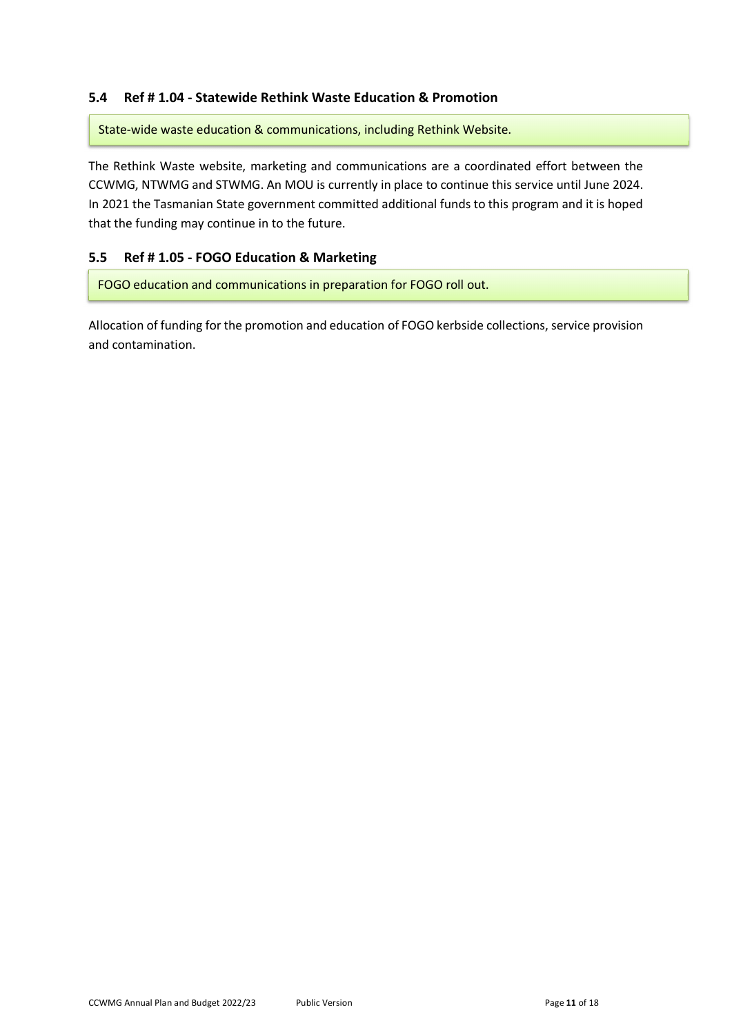### 5.4 Ref # 1.04 - Statewide Rethink Waste Education & Promotion

State-wide waste education & communications, including Rethink Website.

The Rethink Waste website, marketing and communications are a coordinated effort between the CCWMG, NTWMG and STWMG. An MOU is currently in place to continue this service until June 2024. In 2021 the Tasmanian State government committed additional funds to this program and it is hoped that the funding may continue in to the future.

### 5.5 Ref # 1.05 - FOGO Education & Marketing

FOGO education and communications in preparation for FOGO roll out.

Allocation of funding for the promotion and education of FOGO kerbside collections, service provision and contamination.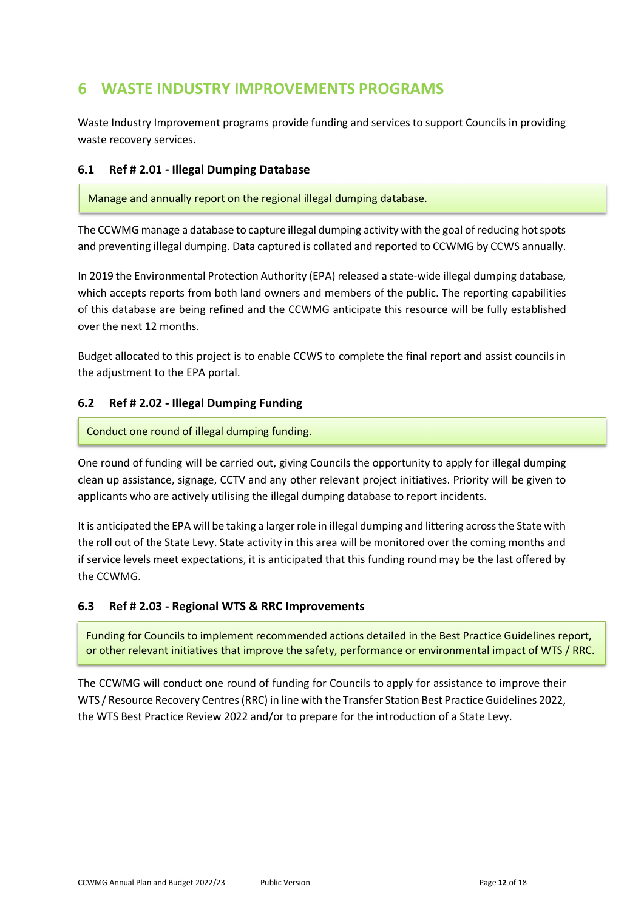# 6 WASTE INDUSTRY IMPROVEMENTS PROGRAMS

Waste Industry Improvement programs provide funding and services to support Councils in providing waste recovery services.

## 6.1 Ref # 2.01 - Illegal Dumping Database

Manage and annually report on the regional illegal dumping database.

The CCWMG manage a database to capture illegal dumping activity with the goal of reducing hot spots and preventing illegal dumping. Data captured is collated and reported to CCWMG by CCWS annually.

In 2019 the Environmental Protection Authority (EPA) released a state-wide illegal dumping database, which accepts reports from both land owners and members of the public. The reporting capabilities of this database are being refined and the CCWMG anticipate this resource will be fully established over the next 12 months.

Budget allocated to this project is to enable CCWS to complete the final report and assist councils in the adjustment to the EPA portal.

## 6.2 Ref # 2.02 - Illegal Dumping Funding

Conduct one round of illegal dumping funding.

One round of funding will be carried out, giving Councils the opportunity to apply for illegal dumping clean up assistance, signage, CCTV and any other relevant project initiatives. Priority will be given to applicants who are actively utilising the illegal dumping database to report incidents.

It is anticipated the EPA will be taking a larger role in illegal dumping and littering across the State with the roll out of the State Levy. State activity in this area will be monitored over the coming months and if service levels meet expectations, it is anticipated that this funding round may be the last offered by the CCWMG.

## 6.3 Ref # 2.03 - Regional WTS & RRC Improvements

Funding for Councils to implement recommended actions detailed in the Best Practice Guidelines report, or other relevant initiatives that improve the safety, performance or environmental impact of WTS / RRC.

The CCWMG will conduct one round of funding for Councils to apply for assistance to improve their WTS / Resource Recovery Centres (RRC) in line with the Transfer Station Best Practice Guidelines 2022, the WTS Best Practice Review 2022 and/or to prepare for the introduction of a State Levy.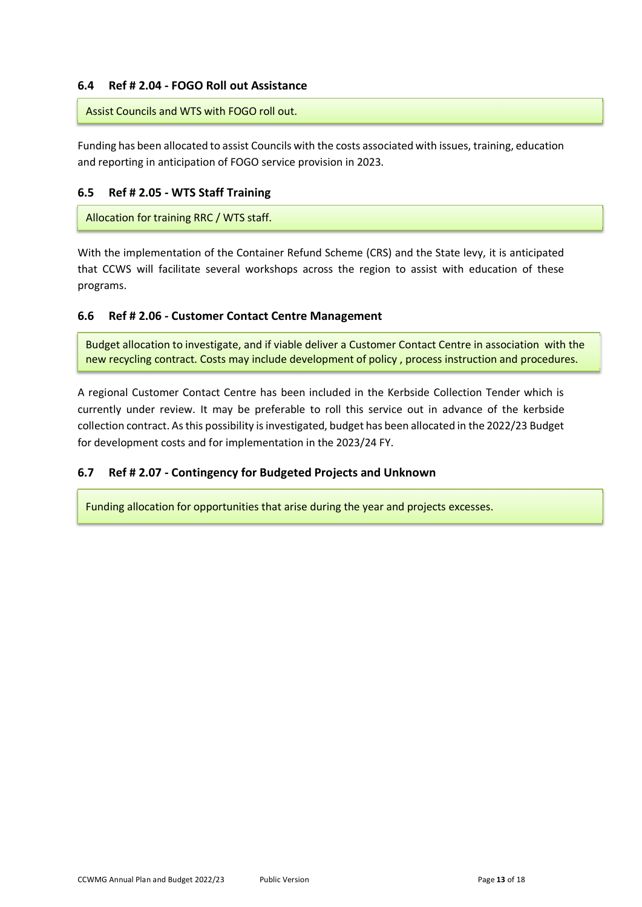### 6.4 Ref # 2.04 - FOGO Roll out Assistance

Assist Councils and WTS with FOGO roll out.

Funding has been allocated to assist Councils with the costs associated with issues, training, education and reporting in anticipation of FOGO service provision in 2023.

### 6.5 Ref # 2.05 - WTS Staff Training

Allocation for training RRC / WTS staff.

With the implementation of the Container Refund Scheme (CRS) and the State levy, it is anticipated that CCWS will facilitate several workshops across the region to assist with education of these programs.

### 6.6 Ref # 2.06 - Customer Contact Centre Management

Budget allocation to investigate, and if viable deliver a Customer Contact Centre in association with the new recycling contract. Costs may include development of policy , process instruction and procedures.

A regional Customer Contact Centre has been included in the Kerbside Collection Tender which is currently under review. It may be preferable to roll this service out in advance of the kerbside collection contract. As this possibility is investigated, budget has been allocated in the 2022/23 Budget for development costs and for implementation in the 2023/24 FY.

### 6.7 Ref # 2.07 - Contingency for Budgeted Projects and Unknown

Funding allocation for opportunities that arise during the year and projects excesses.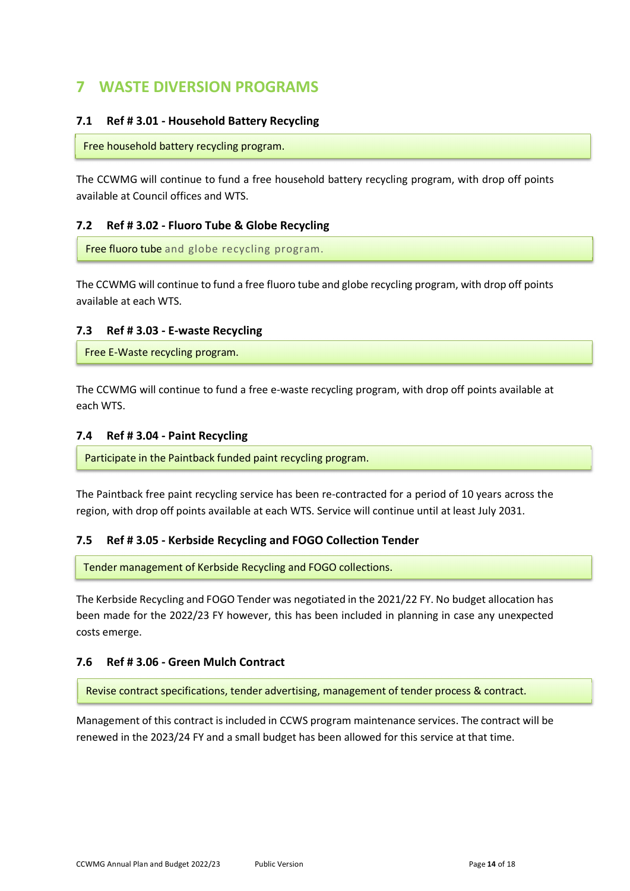# 7 WASTE DIVERSION PROGRAMS

## 7.1 Ref # 3.01 - Household Battery Recycling

Free household battery recycling program.

The CCWMG will continue to fund a free household battery recycling program, with drop off points available at Council offices and WTS.

## 7.2 Ref # 3.02 - Fluoro Tube & Globe Recycling

Free fluoro tube and globe recycling program.

The CCWMG will continue to fund a free fluoro tube and globe recycling program, with drop off points available at each WTS.

## 7.3 Ref # 3.03 - E-waste Recycling

Free E-Waste recycling program.

The CCWMG will continue to fund a free e-waste recycling program, with drop off points available at each WTS.

## 7.4 Ref # 3.04 - Paint Recycling

Participate in the Paintback funded paint recycling program.

The Paintback free paint recycling service has been re-contracted for a period of 10 years across the region, with drop off points available at each WTS. Service will continue until at least July 2031.

## 7.5 Ref # 3.05 - Kerbside Recycling and FOGO Collection Tender

Tender management of Kerbside Recycling and FOGO collections.

The Kerbside Recycling and FOGO Tender was negotiated in the 2021/22 FY. No budget allocation has been made for the 2022/23 FY however, this has been included in planning in case any unexpected costs emerge.

## 7.6 Ref # 3.06 - Green Mulch Contract

Revise contract specifications, tender advertising, management of tender process & contract.

Management of this contract is included in CCWS program maintenance services. The contract will be renewed in the 2023/24 FY and a small budget has been allowed for this service at that time.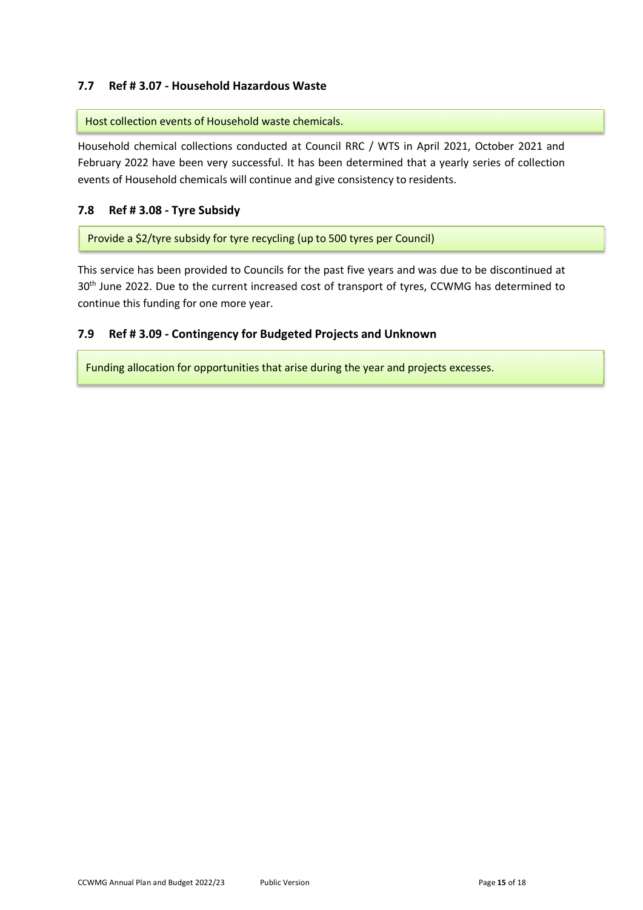## 7.7 Ref # 3.07 - Household Hazardous Waste

Host collection events of Household waste chemicals.

Household chemical collections conducted at Council RRC / WTS in April 2021, October 2021 and February 2022 have been very successful. It has been determined that a yearly series of collection events of Household chemicals will continue and give consistency to residents.

## 7.8 Ref # 3.08 - Tyre Subsidy

Provide a $2/tyre subsidy for tyre recycling (up to 500 tyres per Council)

This service has been provided to Councils for the past five years and was due to be discontinued at 30th June 2022. Due to the current increased cost of transport of tyres, CCWMG has determined to continue this funding for one more year.

## 7.9 Ref # 3.09 - Contingency for Budgeted Projects and Unknown

Funding allocation for opportunities that arise during the year and projects excesses.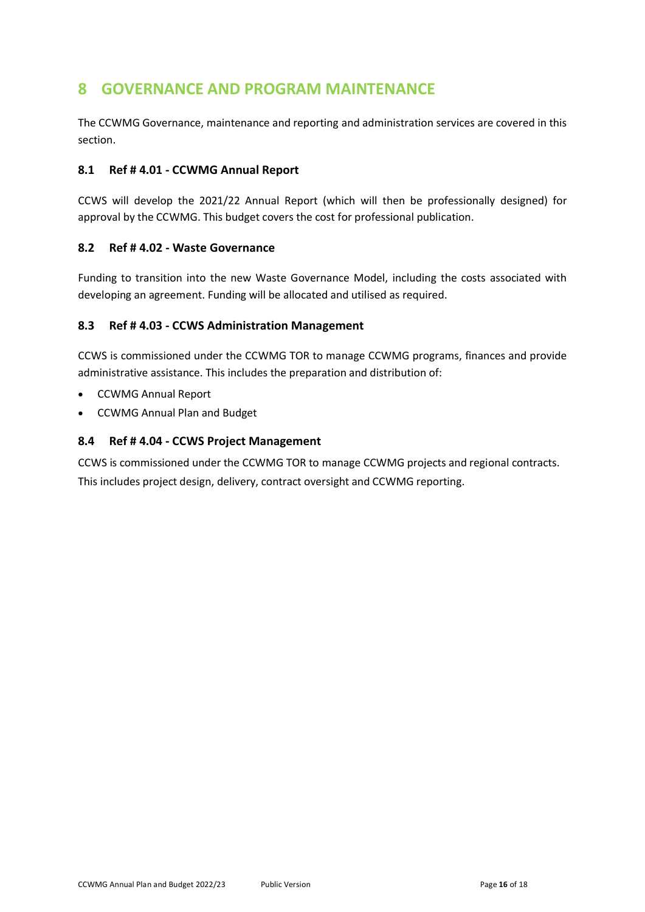# 8 GOVERNANCE AND PROGRAM MAINTENANCE

The CCWMG Governance, maintenance and reporting and administration services are covered in this section.

## 8.1 Ref # 4.01 - CCWMG Annual Report

CCWS will develop the 2021/22 Annual Report (which will then be professionally designed) for approval by the CCWMG. This budget covers the cost for professional publication.

## 8.2 Ref # 4.02 - Waste Governance

Funding to transition into the new Waste Governance Model, including the costs associated with developing an agreement. Funding will be allocated and utilised as required.

## 8.3 Ref # 4.03 - CCWS Administration Management

CCWS is commissioned under the CCWMG TOR to manage CCWMG programs, finances and provide administrative assistance. This includes the preparation and distribution of:

- CCWMG Annual Report
- CCWMG Annual Plan and Budget

## 8.4 Ref # 4.04 - CCWS Project Management

CCWS is commissioned under the CCWMG TOR to manage CCWMG projects and regional contracts. This includes project design, delivery, contract oversight and CCWMG reporting.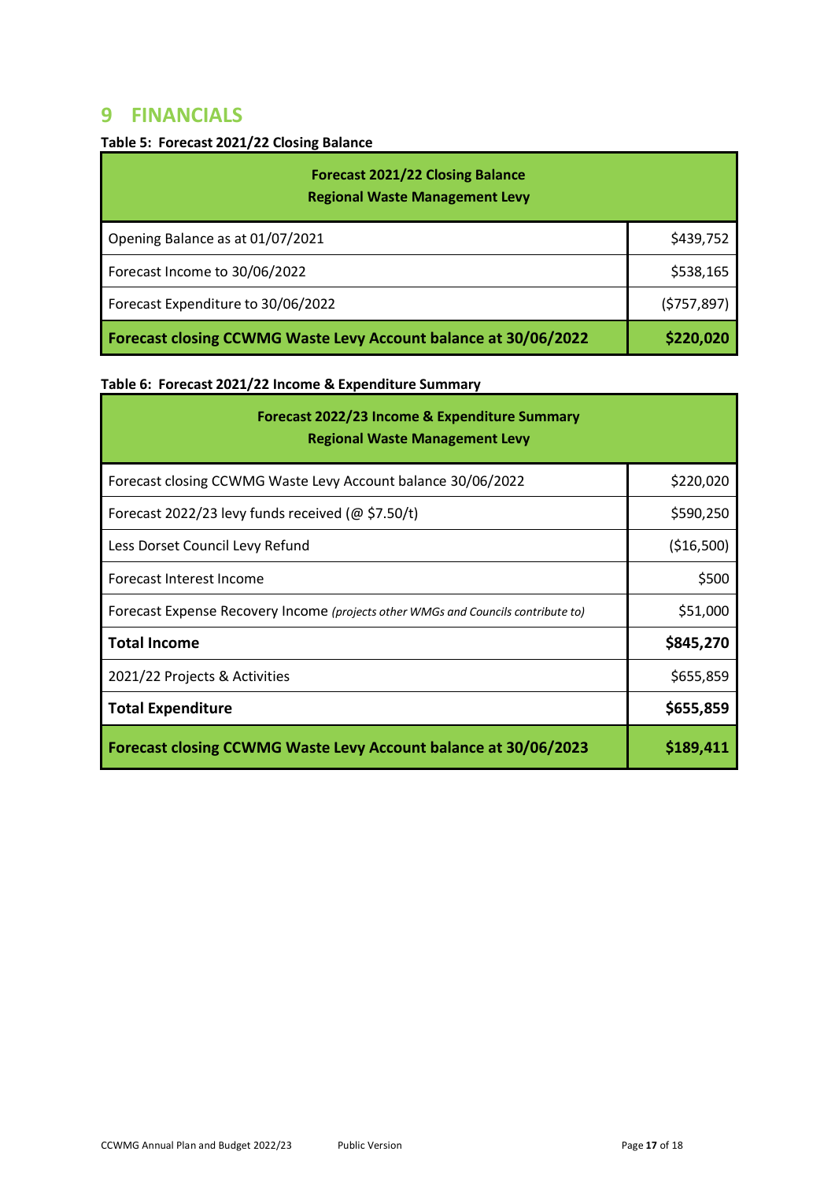# 9 FINANCIALS

**Table 5: Forecast 2021/22 Closing Balance**

| **Forecast 2021/22 Closing Balance<br>Regional Waste Management Levy** | |
|---|---|
| Opening Balance as at 01/07/2021 | $439,752 |
| Forecast Income to 30/06/2022 | $538,165 |
| Forecast Expenditure to 30/06/2022 | ($757,897) |
| **Forecast closing CCWMG Waste Levy Account balance at 30/06/2022** | **$220,020** |

**Table 6: Forecast 2021/22 Income & Expenditure Summary**

| **Forecast 2022/23 Income & Expenditure Summary<br>Regional Waste Management Levy** | |
|---|---|
| Forecast closing CCWMG Waste Levy Account balance 30/06/2022 | $220,020 |
| Forecast 2022/23 levy funds received (@ $7.50/t) | $590,250 |
| Less Dorset Council Levy Refund | ($16,500) |
| Forecast Interest Income | $500 |
| Forecast Expense Recovery Income *(projects other WMGs and Councils contribute to)* | $51,000 |
| **Total Income** | **$845,270** |
| 2021/22 Projects & Activities | $655,859 |
| **Total Expenditure** | **$655,859** |
| **Forecast closing CCWMG Waste Levy Account balance at 30/06/2023** | **$189,411** |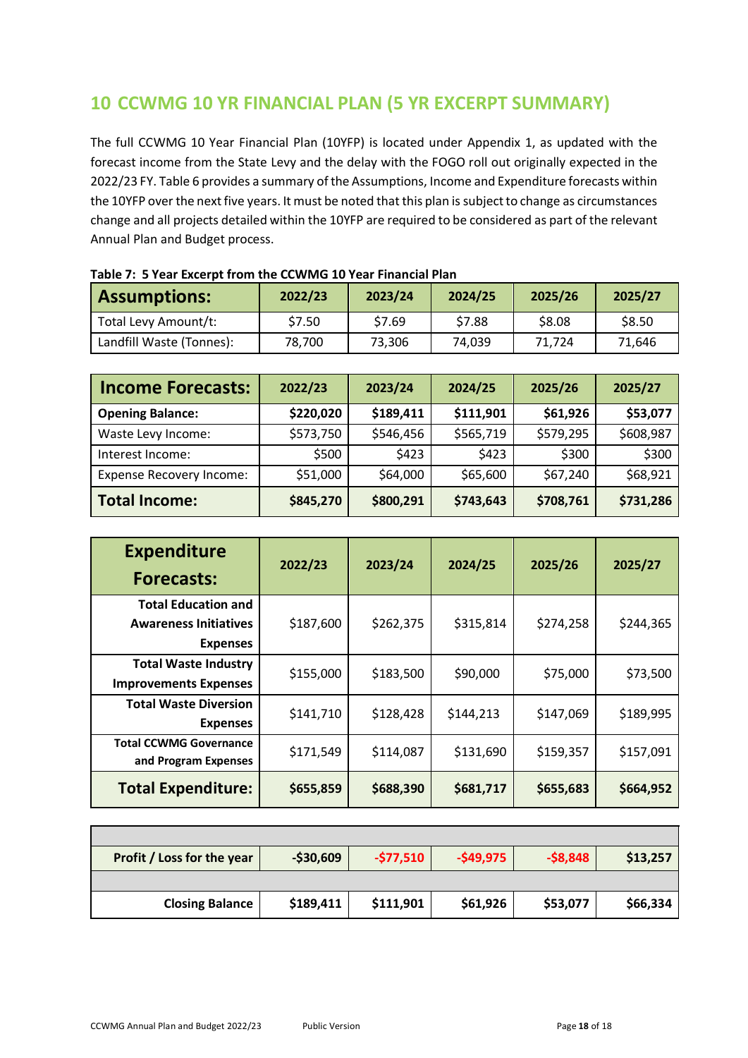# 10 CCWMG 10 YR FINANCIAL PLAN (5 YR EXCERPT SUMMARY)

The full CCWMG 10 Year Financial Plan (10YFP) is located under Appendix 1, as updated with the forecast income from the State Levy and the delay with the FOGO roll out originally expected in the 2022/23 FY. Table 6 provides a summary of the Assumptions, Income and Expenditure forecasts within the 10YFP over the next five years. It must be noted that this plan is subject to change as circumstances change and all projects detailed within the 10YFP are required to be considered as part of the relevant Annual Plan and Budget process.

**Table 7: 5 Year Excerpt from the CCWMG 10 Year Financial Plan**

| **Assumptions:** | **2022/23** | **2023/24** | **2024/25** | **2025/26** | **2025/27** |
|---|---|---|---|---|---|
| Total Levy Amount/t: | $7.50 | $7.69 | $7.88 | $8.08 | $8.50 |
| Landfill Waste (Tonnes): | 78,700 | 73,306 | 74,039 | 71,724 | 71,646 |

| **Income Forecasts:** | **2022/23** | **2023/24** | **2024/25** | **2025/26** | **2025/27** |
|---|---|---|---|---|---|
| **Opening Balance:** | **$220,020** | **$189,411** | **$111,901** | **$61,926** | **$53,077** |
| Waste Levy Income: | $573,750 | $546,456 | $565,719 | $579,295 | $608,987 |
| Interest Income: | $500 | $423 | $423 | $300 | $300 |
| Expense Recovery Income: | $51,000 | $64,000 | $65,600 | $67,240 | $68,921 |
| **Total Income:** | **$845,270** | **$800,291** | **$743,643** | **$708,761** | **$731,286** |

| **Expenditure Forecasts:** | **2022/23** | **2023/24** | **2024/25** | **2025/26** | **2025/27** |
|---|---|---|---|---|---|
| **Total Education and Awareness Initiatives Expenses** | $187,600 | $262,375 | $315,814 | $274,258 | $244,365 |
| **Total Waste Industry Improvements Expenses** | $155,000 | $183,500 | $90,000 | $75,000 | $73,500 |
| **Total Waste Diversion Expenses** | $141,710 | $128,428 | $144,213 | $147,069 | $189,995 |
| **Total CCWMG Governance and Program Expenses** | $171,549 | $114,087 | $131,690 | $159,357 | $157,091 |
| **Total Expenditure:** | **$655,859** | **$688,390** | **$681,717** | **$655,683** | **$664,952** |

| | | | | | |
|---|---|---|---|---|---|
| **Profit / Loss for the year** | **-$30,609** | **-$77,510** | **-$49,975** | **-$8,848** | **$13,257** |
| **Closing Balance** | **$189,411** | **$111,901** | **$61,926** | **$53,077** | **$66,334** |